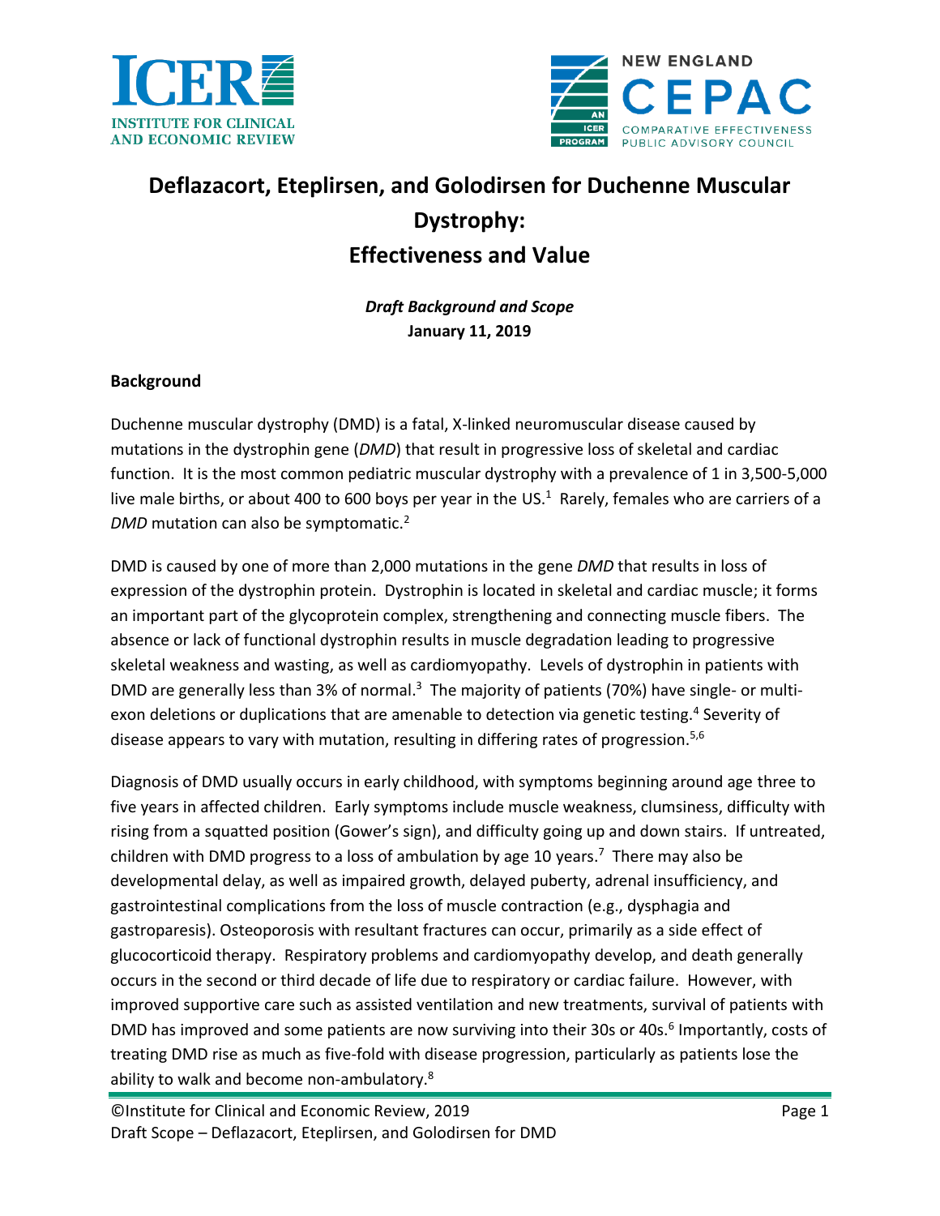# Deflazacort, Eteplirsen, and Golodirsen for Duchenne Muscular Dystrophy: Effectiveness and Value

***Draft Background and Scope***
**January 11, 2019**

## Background

Duchenne muscular dystrophy (DMD) is a fatal, X-linked neuromuscular disease caused by mutations in the dystrophin gene (*DMD*) that result in progressive loss of skeletal and cardiac function. It is the most common pediatric muscular dystrophy with a prevalence of 1 in 3,500-5,000 live male births, or about 400 to 600 boys per year in the US.[1] Rarely, females who are carriers of a *DMD* mutation can also be symptomatic.[2]

DMD is caused by one of more than 2,000 mutations in the gene *DMD* that results in loss of expression of the dystrophin protein. Dystrophin is located in skeletal and cardiac muscle; it forms an important part of the glycoprotein complex, strengthening and connecting muscle fibers. The absence or lack of functional dystrophin results in muscle degradation leading to progressive skeletal weakness and wasting, as well as cardiomyopathy. Levels of dystrophin in patients with DMD are generally less than 3% of normal.[3] The majority of patients (70%) have single- or multi-exon deletions or duplications that are amenable to detection via genetic testing.[4] Severity of disease appears to vary with mutation, resulting in differing rates of progression.[5,6]

Diagnosis of DMD usually occurs in early childhood, with symptoms beginning around age three to five years in affected children. Early symptoms include muscle weakness, clumsiness, difficulty with rising from a squatted position (Gower's sign), and difficulty going up and down stairs. If untreated, children with DMD progress to a loss of ambulation by age 10 years.[7] There may also be developmental delay, as well as impaired growth, delayed puberty, adrenal insufficiency, and gastrointestinal complications from the loss of muscle contraction (e.g., dysphagia and gastroparesis). Osteoporosis with resultant fractures can occur, primarily as a side effect of glucocorticoid therapy. Respiratory problems and cardiomyopathy develop, and death generally occurs in the second or third decade of life due to respiratory or cardiac failure. However, with improved supportive care such as assisted ventilation and new treatments, survival of patients with DMD has improved and some patients are now surviving into their 30s or 40s.[6] Importantly, costs of treating DMD rise as much as five-fold with disease progression, particularly as patients lose the ability to walk and become non-ambulatory.[8]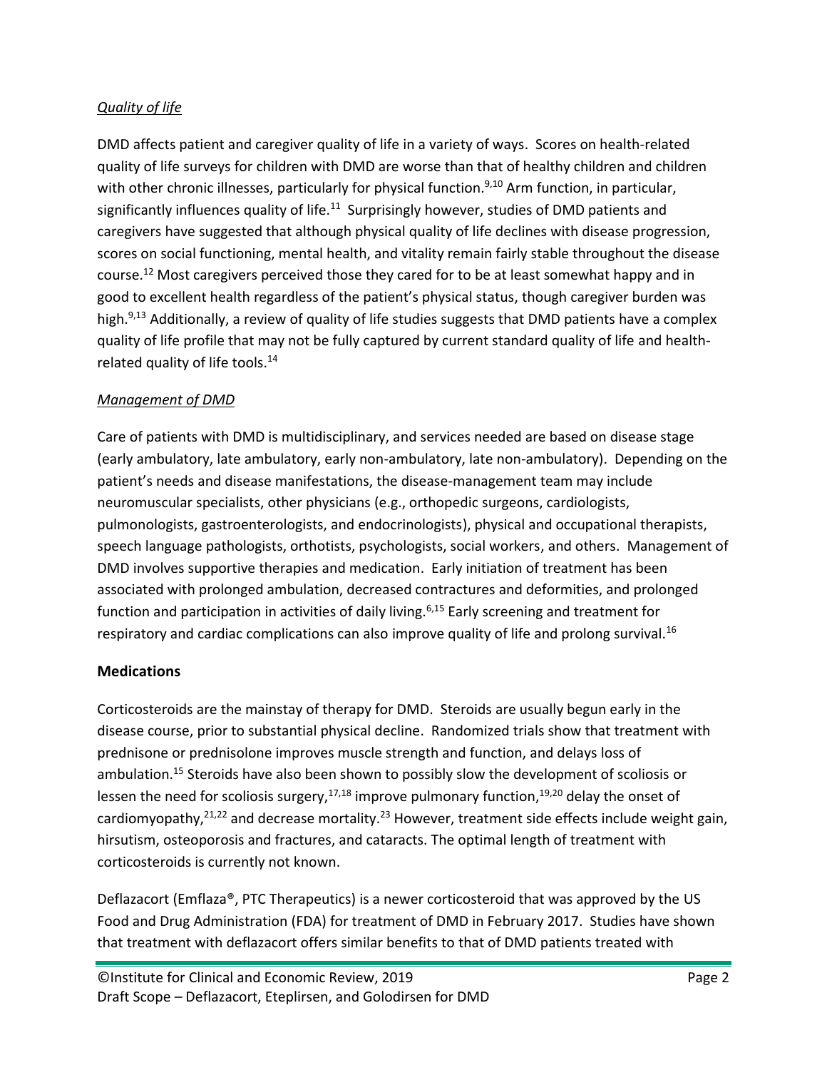*Quality of life*

DMD affects patient and caregiver quality of life in a variety of ways. Scores on health-related quality of life surveys for children with DMD are worse than that of healthy children and children with other chronic illnesses, particularly for physical function.[9,10] Arm function, in particular, significantly influences quality of life.[11] Surprisingly however, studies of DMD patients and caregivers have suggested that although physical quality of life declines with disease progression, scores on social functioning, mental health, and vitality remain fairly stable throughout the disease course.[12] Most caregivers perceived those they cared for to be at least somewhat happy and in good to excellent health regardless of the patient's physical status, though caregiver burden was high.[9,13] Additionally, a review of quality of life studies suggests that DMD patients have a complex quality of life profile that may not be fully captured by current standard quality of life and health-related quality of life tools.[14]

*Management of DMD*

Care of patients with DMD is multidisciplinary, and services needed are based on disease stage (early ambulatory, late ambulatory, early non-ambulatory, late non-ambulatory). Depending on the patient's needs and disease manifestations, the disease-management team may include neuromuscular specialists, other physicians (e.g., orthopedic surgeons, cardiologists, pulmonologists, gastroenterologists, and endocrinologists), physical and occupational therapists, speech language pathologists, orthotists, psychologists, social workers, and others. Management of DMD involves supportive therapies and medication. Early initiation of treatment has been associated with prolonged ambulation, decreased contractures and deformities, and prolonged function and participation in activities of daily living.[6,15] Early screening and treatment for respiratory and cardiac complications can also improve quality of life and prolong survival.[16]

**Medications**

Corticosteroids are the mainstay of therapy for DMD. Steroids are usually begun early in the disease course, prior to substantial physical decline. Randomized trials show that treatment with prednisone or prednisolone improves muscle strength and function, and delays loss of ambulation.[15] Steroids have also been shown to possibly slow the development of scoliosis or lessen the need for scoliosis surgery,[17,18] improve pulmonary function,[19,20] delay the onset of cardiomyopathy,[21,22] and decrease mortality.[23] However, treatment side effects include weight gain, hirsutism, osteoporosis and fractures, and cataracts. The optimal length of treatment with corticosteroids is currently not known.

Deflazacort (Emflaza®, PTC Therapeutics) is a newer corticosteroid that was approved by the US Food and Drug Administration (FDA) for treatment of DMD in February 2017. Studies have shown that treatment with deflazacort offers similar benefits to that of DMD patients treated with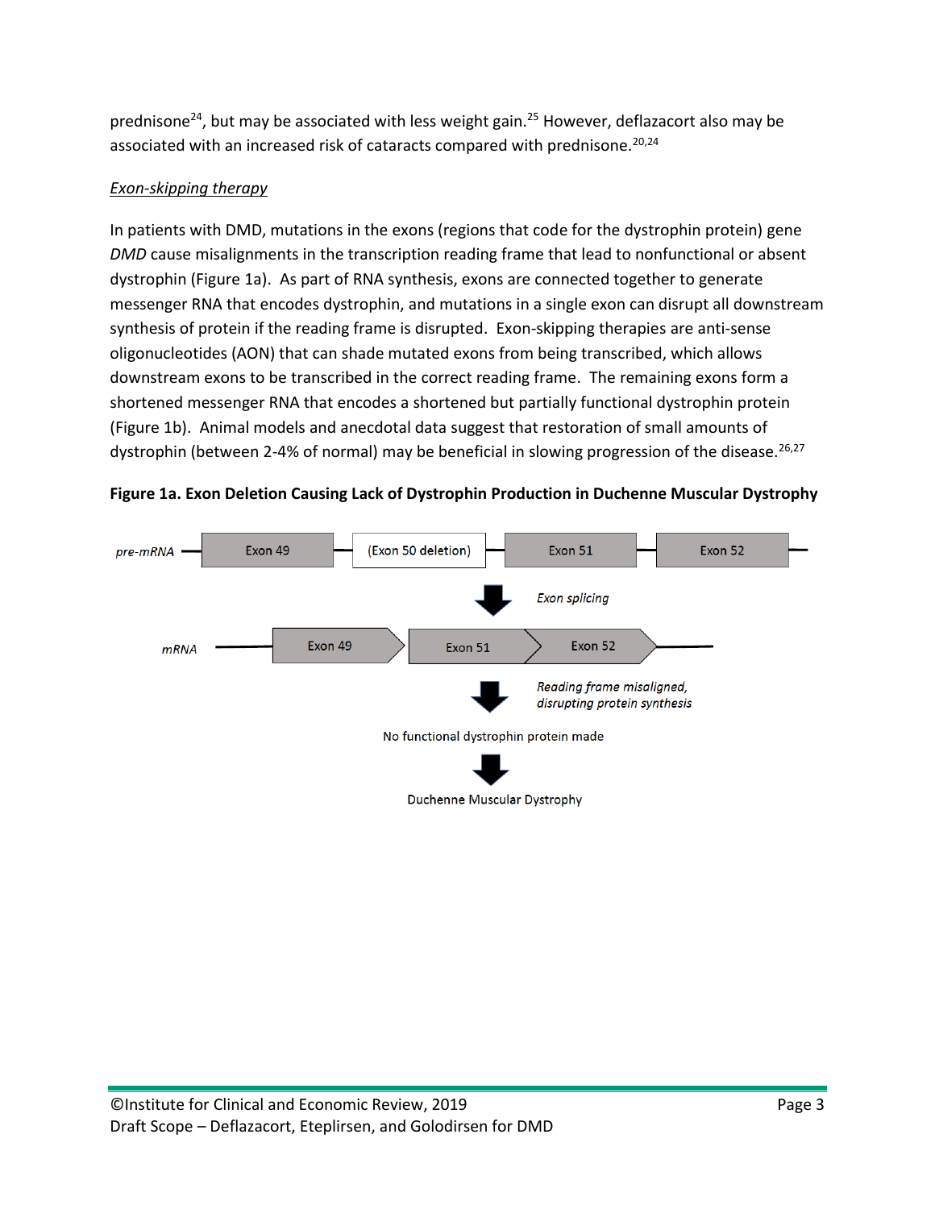prednisone[24], but may be associated with less weight gain.[25] However, deflazacort also may be associated with an increased risk of cataracts compared with prednisone.[20,24]

*Exon-skipping therapy*

In patients with DMD, mutations in the exons (regions that code for the dystrophin protein) gene *DMD* cause misalignments in the transcription reading frame that lead to nonfunctional or absent dystrophin (Figure 1a). As part of RNA synthesis, exons are connected together to generate messenger RNA that encodes dystrophin, and mutations in a single exon can disrupt all downstream synthesis of protein if the reading frame is disrupted. Exon-skipping therapies are anti-sense oligonucleotides (AON) that can shade mutated exons from being transcribed, which allows downstream exons to be transcribed in the correct reading frame. The remaining exons form a shortened messenger RNA that encodes a shortened but partially functional dystrophin protein (Figure 1b). Animal models and anecdotal data suggest that restoration of small amounts of dystrophin (between 2-4% of normal) may be beneficial in slowing progression of the disease.[26,27]

**Figure 1a. Exon Deletion Causing Lack of Dystrophin Production in Duchenne Muscular Dystrophy**

*pre-mRNA* — Exon 49 — (Exon 50 deletion) — Exon 51 — Exon 52

*Exon splicing*

*mRNA* — Exon 49 — Exon 51 — Exon 52

*Reading frame misaligned, disrupting protein synthesis*

No functional dystrophin protein made

Duchenne Muscular Dystrophy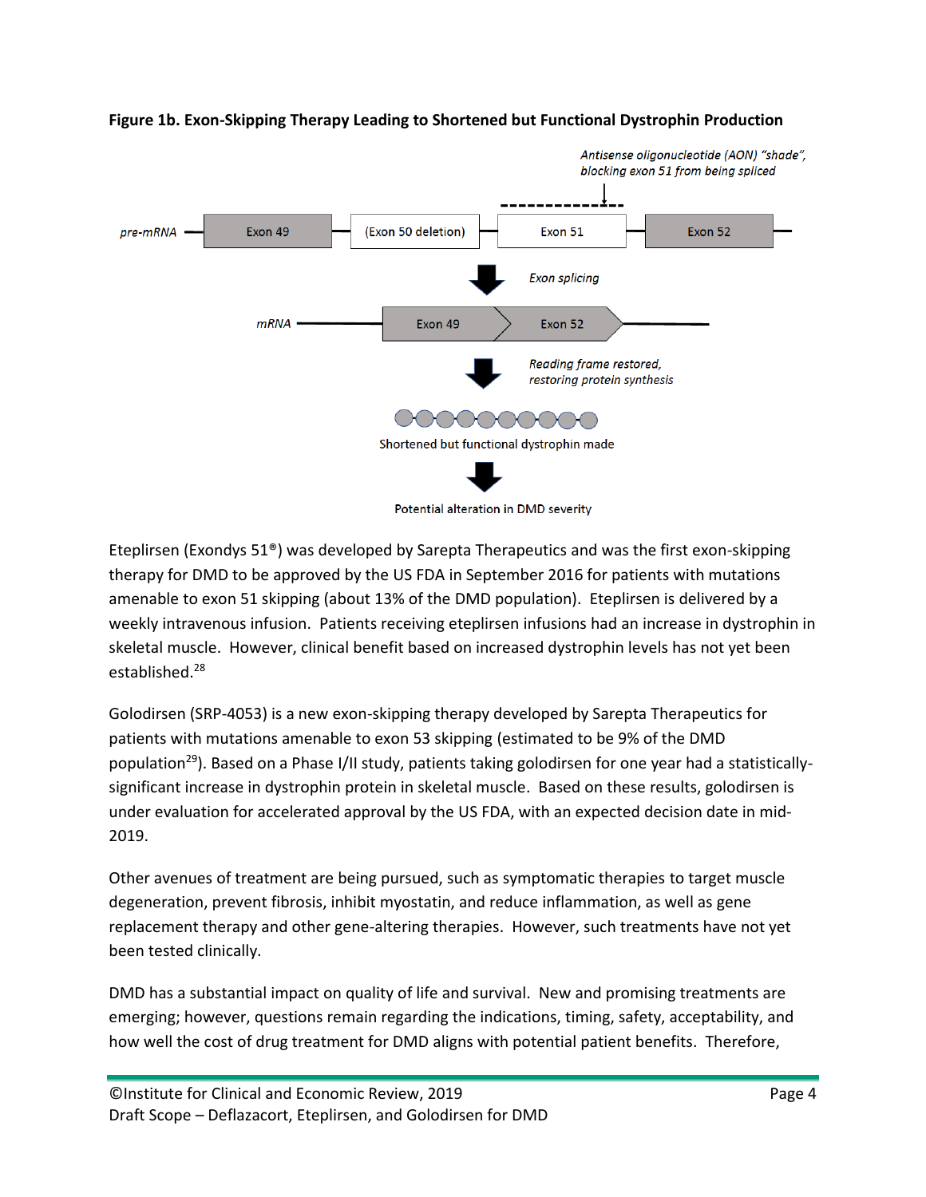**Figure 1b. Exon-Skipping Therapy Leading to Shortened but Functional Dystrophin Production**

*Antisense oligonucleotide (AON) "shade", blocking exon 51 from being spliced*

*pre-mRNA* — Exon 49 — (Exon 50 deletion) — Exon 51 — Exon 52

*Exon splicing*

*mRNA* — Exon 49 — Exon 52

*Reading frame restored, restoring protein synthesis*

Shortened but functional dystrophin made

Potential alteration in DMD severity

Eteplirsen (Exondys 51®) was developed by Sarepta Therapeutics and was the first exon-skipping therapy for DMD to be approved by the US FDA in September 2016 for patients with mutations amenable to exon 51 skipping (about 13% of the DMD population). Eteplirsen is delivered by a weekly intravenous infusion. Patients receiving eteplirsen infusions had an increase in dystrophin in skeletal muscle. However, clinical benefit based on increased dystrophin levels has not yet been established.[28]

Golodirsen (SRP-4053) is a new exon-skipping therapy developed by Sarepta Therapeutics for patients with mutations amenable to exon 53 skipping (estimated to be 9% of the DMD population[29]). Based on a Phase I/II study, patients taking golodirsen for one year had a statistically-significant increase in dystrophin protein in skeletal muscle. Based on these results, golodirsen is under evaluation for accelerated approval by the US FDA, with an expected decision date in mid-2019.

Other avenues of treatment are being pursued, such as symptomatic therapies to target muscle degeneration, prevent fibrosis, inhibit myostatin, and reduce inflammation, as well as gene replacement therapy and other gene-altering therapies. However, such treatments have not yet been tested clinically.

DMD has a substantial impact on quality of life and survival. New and promising treatments are emerging; however, questions remain regarding the indications, timing, safety, acceptability, and how well the cost of drug treatment for DMD aligns with potential patient benefits. Therefore,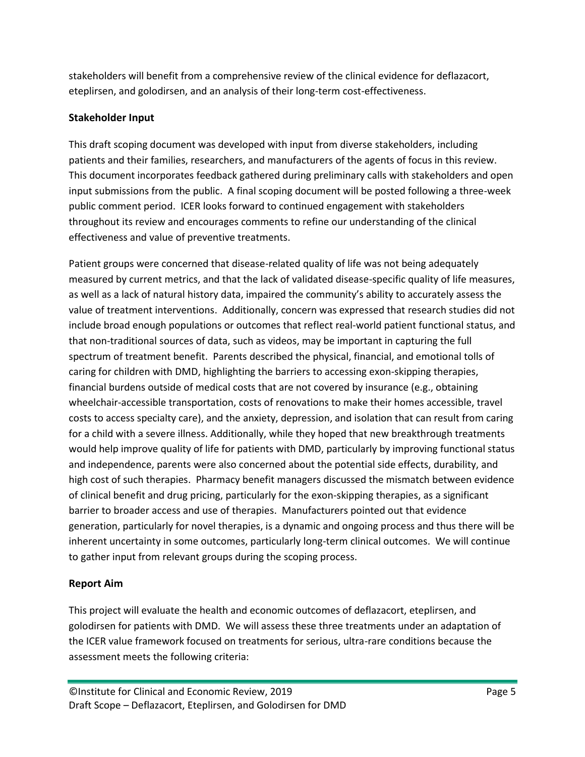stakeholders will benefit from a comprehensive review of the clinical evidence for deflazacort, eteplirsen, and golodirsen, and an analysis of their long-term cost-effectiveness.

## Stakeholder Input

This draft scoping document was developed with input from diverse stakeholders, including patients and their families, researchers, and manufacturers of the agents of focus in this review. This document incorporates feedback gathered during preliminary calls with stakeholders and open input submissions from the public. A final scoping document will be posted following a three-week public comment period. ICER looks forward to continued engagement with stakeholders throughout its review and encourages comments to refine our understanding of the clinical effectiveness and value of preventive treatments.

Patient groups were concerned that disease-related quality of life was not being adequately measured by current metrics, and that the lack of validated disease-specific quality of life measures, as well as a lack of natural history data, impaired the community's ability to accurately assess the value of treatment interventions. Additionally, concern was expressed that research studies did not include broad enough populations or outcomes that reflect real-world patient functional status, and that non-traditional sources of data, such as videos, may be important in capturing the full spectrum of treatment benefit. Parents described the physical, financial, and emotional tolls of caring for children with DMD, highlighting the barriers to accessing exon-skipping therapies, financial burdens outside of medical costs that are not covered by insurance (e.g., obtaining wheelchair-accessible transportation, costs of renovations to make their homes accessible, travel costs to access specialty care), and the anxiety, depression, and isolation that can result from caring for a child with a severe illness. Additionally, while they hoped that new breakthrough treatments would help improve quality of life for patients with DMD, particularly by improving functional status and independence, parents were also concerned about the potential side effects, durability, and high cost of such therapies. Pharmacy benefit managers discussed the mismatch between evidence of clinical benefit and drug pricing, particularly for the exon-skipping therapies, as a significant barrier to broader access and use of therapies. Manufacturers pointed out that evidence generation, particularly for novel therapies, is a dynamic and ongoing process and thus there will be inherent uncertainty in some outcomes, particularly long-term clinical outcomes. We will continue to gather input from relevant groups during the scoping process.

## Report Aim

This project will evaluate the health and economic outcomes of deflazacort, eteplirsen, and golodirsen for patients with DMD. We will assess these three treatments under an adaptation of the ICER value framework focused on treatments for serious, ultra-rare conditions because the assessment meets the following criteria: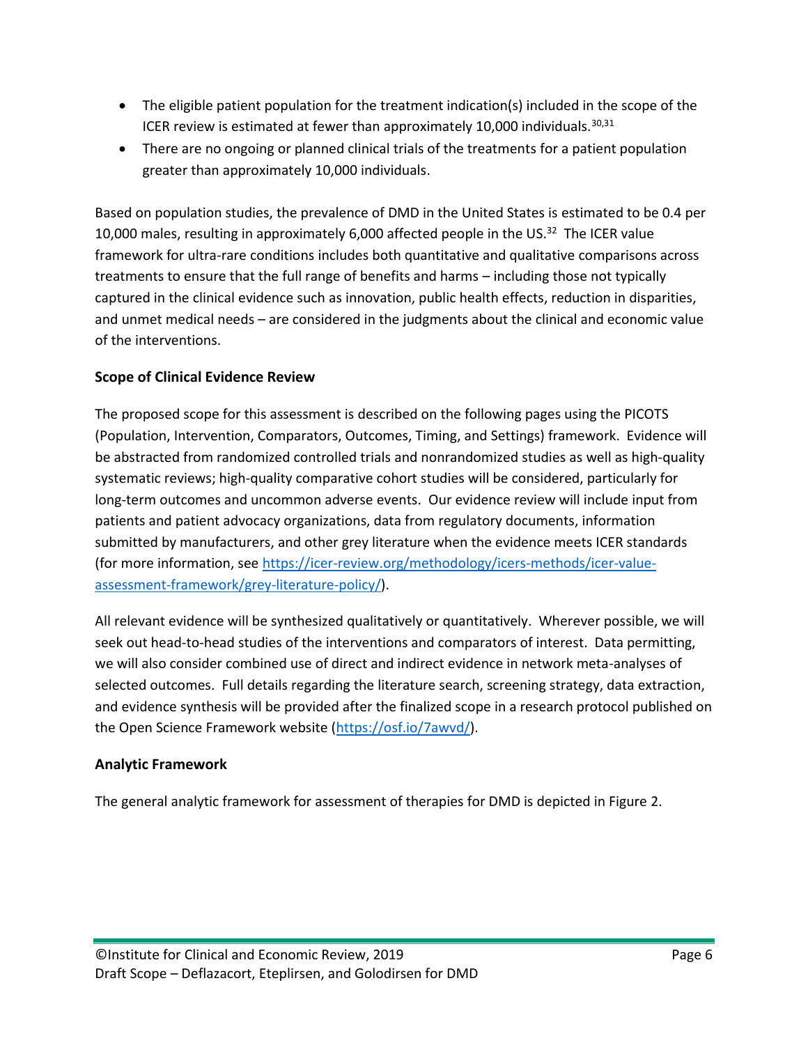- The eligible patient population for the treatment indication(s) included in the scope of the ICER review is estimated at fewer than approximately 10,000 individuals.[30,31]
- There are no ongoing or planned clinical trials of the treatments for a patient population greater than approximately 10,000 individuals.

Based on population studies, the prevalence of DMD in the United States is estimated to be 0.4 per 10,000 males, resulting in approximately 6,000 affected people in the US.[32] The ICER value framework for ultra-rare conditions includes both quantitative and qualitative comparisons across treatments to ensure that the full range of benefits and harms – including those not typically captured in the clinical evidence such as innovation, public health effects, reduction in disparities, and unmet medical needs – are considered in the judgments about the clinical and economic value of the interventions.

### Scope of Clinical Evidence Review

The proposed scope for this assessment is described on the following pages using the PICOTS (Population, Intervention, Comparators, Outcomes, Timing, and Settings) framework. Evidence will be abstracted from randomized controlled trials and nonrandomized studies as well as high-quality systematic reviews; high-quality comparative cohort studies will be considered, particularly for long-term outcomes and uncommon adverse events. Our evidence review will include input from patients and patient advocacy organizations, data from regulatory documents, information submitted by manufacturers, and other grey literature when the evidence meets ICER standards (for more information, see https://icer-review.org/methodology/icers-methods/icer-value-assessment-framework/grey-literature-policy/).

All relevant evidence will be synthesized qualitatively or quantitatively. Wherever possible, we will seek out head-to-head studies of the interventions and comparators of interest. Data permitting, we will also consider combined use of direct and indirect evidence in network meta-analyses of selected outcomes. Full details regarding the literature search, screening strategy, data extraction, and evidence synthesis will be provided after the finalized scope in a research protocol published on the Open Science Framework website (https://osf.io/7awvd/).

### Analytic Framework

The general analytic framework for assessment of therapies for DMD is depicted in Figure 2.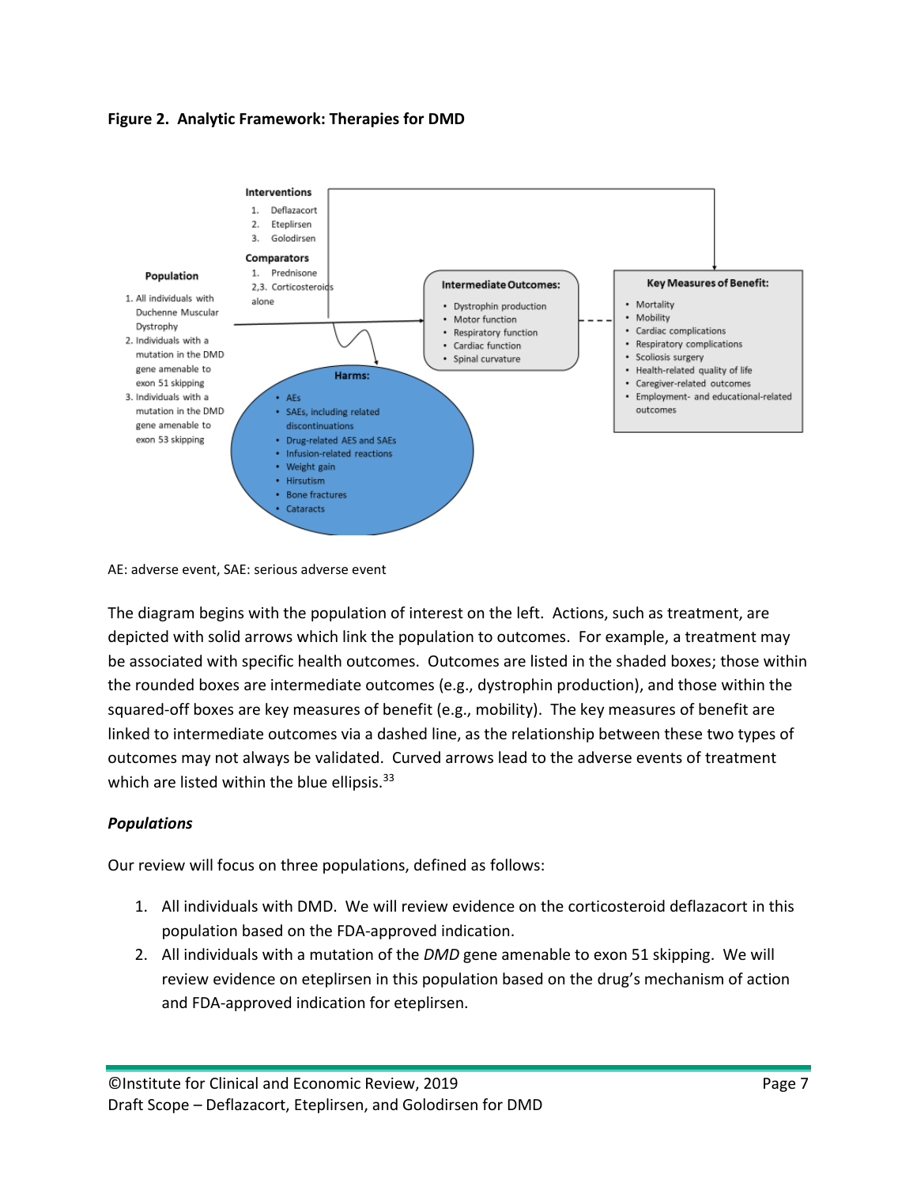**Figure 2. Analytic Framework: Therapies for DMD**

**Population**

1. All individuals with Duchenne Muscular Dystrophy
2. Individuals with a mutation in the DMD gene amenable to exon 51 skipping
3. Individuals with a mutation in the DMD gene amenable to exon 53 skipping

**Interventions**

1. Deflazacort
2. Eteplirsen
3. Golodirsen

**Comparators**

1. Prednisone

2,3. Corticosteroids alone

**Intermediate Outcomes:**

- Dystrophin production
- Motor function
- Respiratory function
- Cardiac function
- Spinal curvature

**Key Measures of Benefit:**

- Mortality
- Mobility
- Cardiac complications
- Respiratory complications
- Scoliosis surgery
- Health-related quality of life
- Caregiver-related outcomes
- Employment- and educational-related outcomes

**Harms:**

- AEs
- SAEs, including related discontinuations
- Drug-related AES and SAEs
- Infusion-related reactions
- Weight gain
- Hirsutism
- Bone fractures
- Cataracts

AE: adverse event, SAE: serious adverse event

The diagram begins with the population of interest on the left. Actions, such as treatment, are depicted with solid arrows which link the population to outcomes. For example, a treatment may be associated with specific health outcomes. Outcomes are listed in the shaded boxes; those within the rounded boxes are intermediate outcomes (e.g., dystrophin production), and those within the squared-off boxes are key measures of benefit (e.g., mobility). The key measures of benefit are linked to intermediate outcomes via a dashed line, as the relationship between these two types of outcomes may not always be validated. Curved arrows lead to the adverse events of treatment which are listed within the blue ellipsis.[33]

### *Populations*

Our review will focus on three populations, defined as follows:

1. All individuals with DMD. We will review evidence on the corticosteroid deflazacort in this population based on the FDA-approved indication.
2. All individuals with a mutation of the *DMD* gene amenable to exon 51 skipping. We will review evidence on eteplirsen in this population based on the drug's mechanism of action and FDA-approved indication for eteplirsen.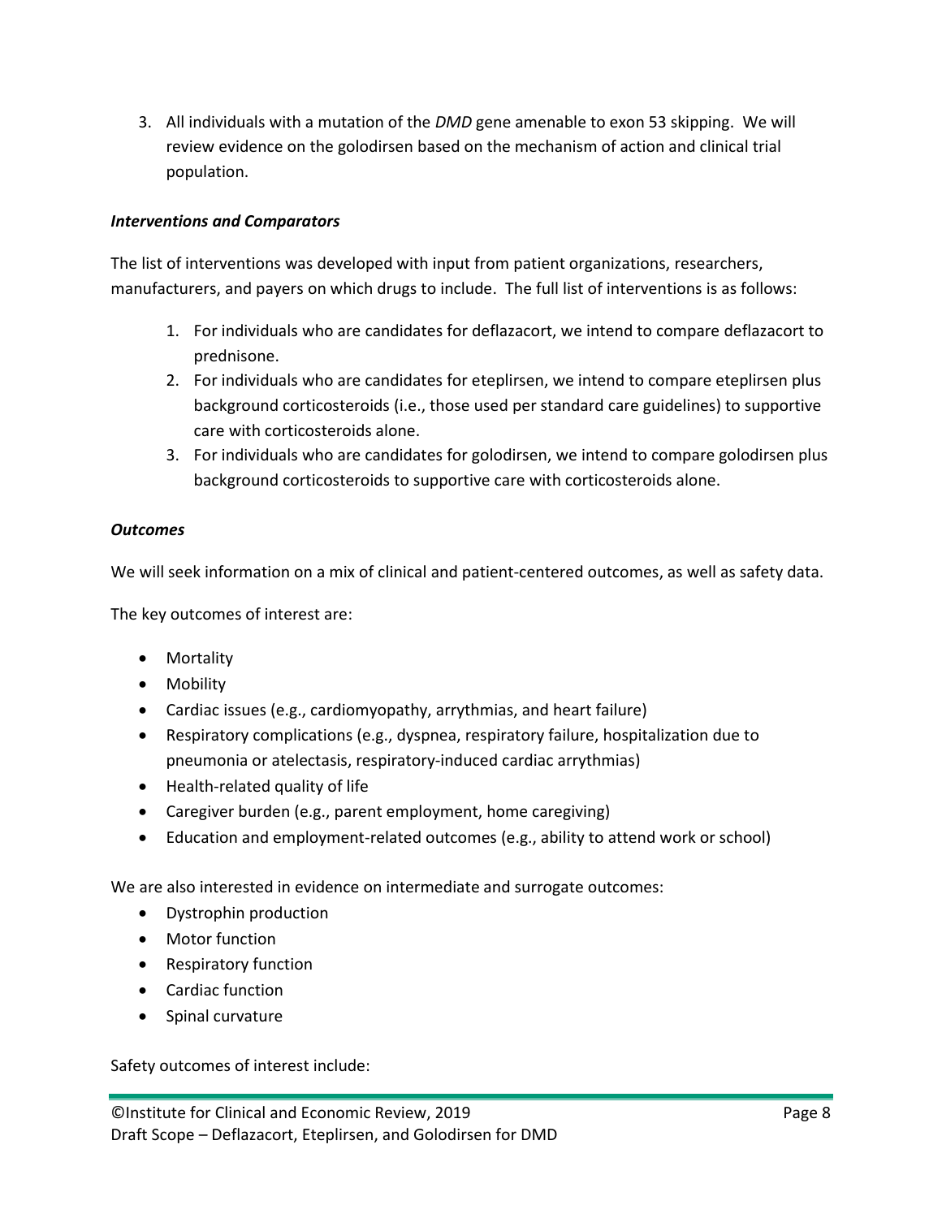3. All individuals with a mutation of the *DMD* gene amenable to exon 53 skipping. We will review evidence on the golodirsen based on the mechanism of action and clinical trial population.

***Interventions and Comparators***

The list of interventions was developed with input from patient organizations, researchers, manufacturers, and payers on which drugs to include. The full list of interventions is as follows:

1. For individuals who are candidates for deflazacort, we intend to compare deflazacort to prednisone.
2. For individuals who are candidates for eteplirsen, we intend to compare eteplirsen plus background corticosteroids (i.e., those used per standard care guidelines) to supportive care with corticosteroids alone.
3. For individuals who are candidates for golodirsen, we intend to compare golodirsen plus background corticosteroids to supportive care with corticosteroids alone.

***Outcomes***

We will seek information on a mix of clinical and patient-centered outcomes, as well as safety data.

The key outcomes of interest are:

- Mortality
- Mobility
- Cardiac issues (e.g., cardiomyopathy, arrythmias, and heart failure)
- Respiratory complications (e.g., dyspnea, respiratory failure, hospitalization due to pneumonia or atelectasis, respiratory-induced cardiac arrythmias)
- Health-related quality of life
- Caregiver burden (e.g., parent employment, home caregiving)
- Education and employment-related outcomes (e.g., ability to attend work or school)

We are also interested in evidence on intermediate and surrogate outcomes:

- Dystrophin production
- Motor function
- Respiratory function
- Cardiac function
- Spinal curvature

Safety outcomes of interest include: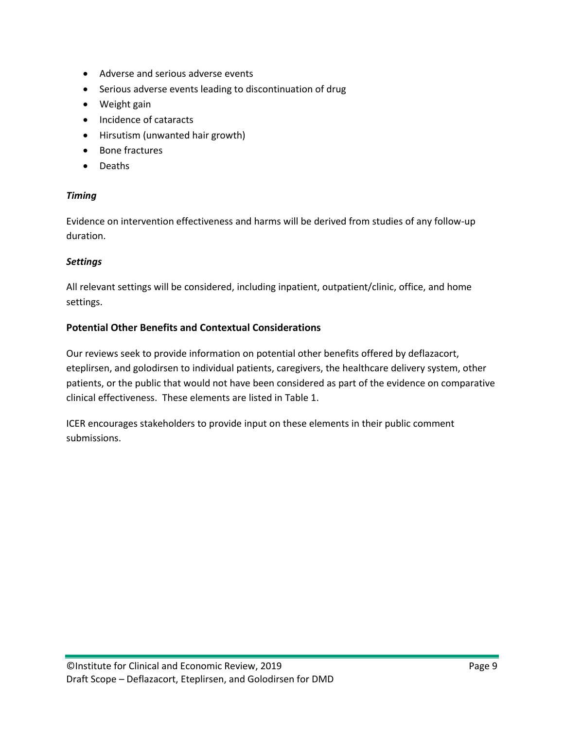- Adverse and serious adverse events
- Serious adverse events leading to discontinuation of drug
- Weight gain
- Incidence of cataracts
- Hirsutism (unwanted hair growth)
- Bone fractures
- Deaths

***Timing***

Evidence on intervention effectiveness and harms will be derived from studies of any follow-up duration.

***Settings***

All relevant settings will be considered, including inpatient, outpatient/clinic, office, and home settings.

### Potential Other Benefits and Contextual Considerations

Our reviews seek to provide information on potential other benefits offered by deflazacort, eteplirsen, and golodirsen to individual patients, caregivers, the healthcare delivery system, other patients, or the public that would not have been considered as part of the evidence on comparative clinical effectiveness. These elements are listed in Table 1.

ICER encourages stakeholders to provide input on these elements in their public comment submissions.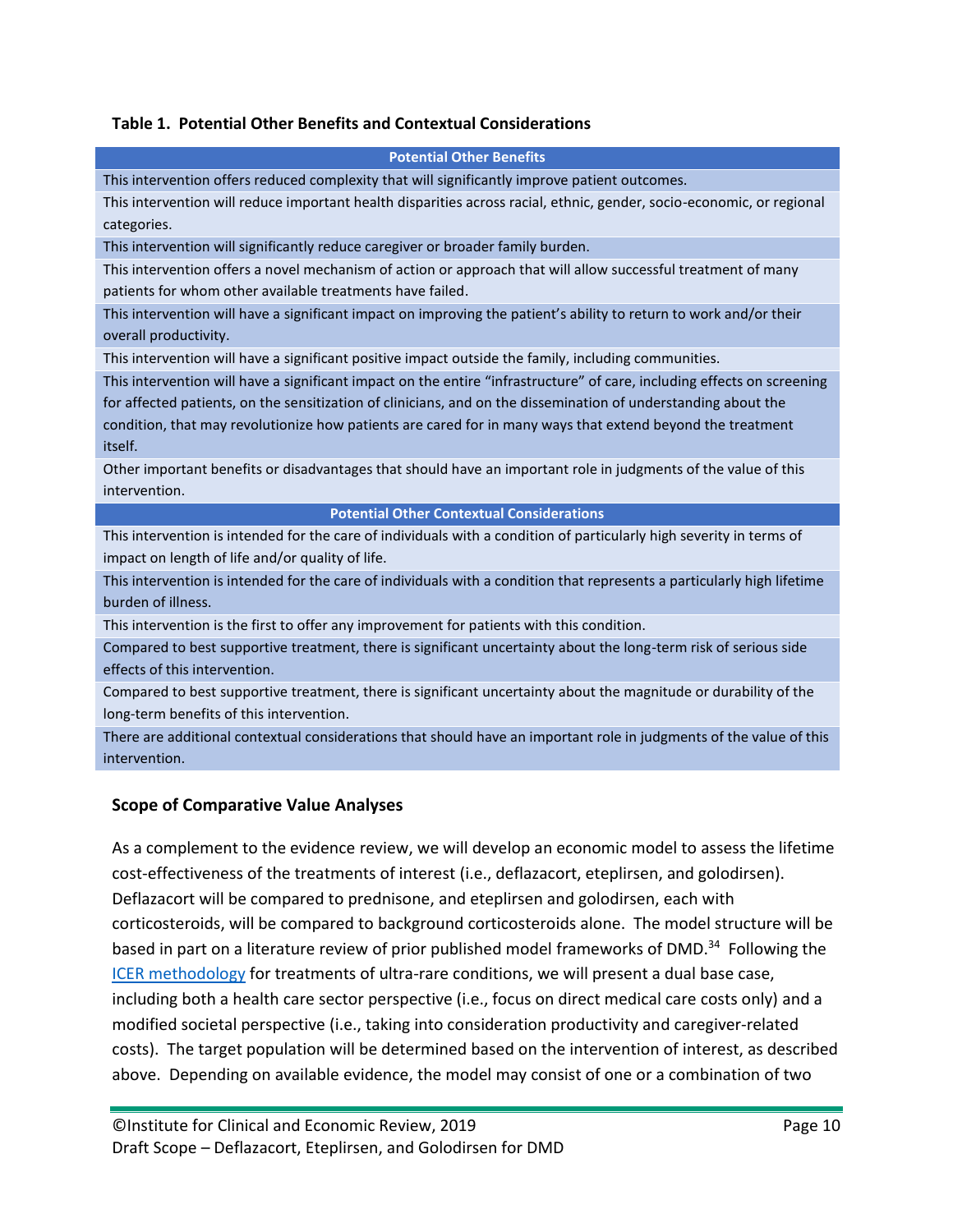**Table 1. Potential Other Benefits and Contextual Considerations**

| Potential Other Benefits |
|---|
| This intervention offers reduced complexity that will significantly improve patient outcomes. |
| This intervention will reduce important health disparities across racial, ethnic, gender, socio-economic, or regional categories. |
| This intervention will significantly reduce caregiver or broader family burden. |
| This intervention offers a novel mechanism of action or approach that will allow successful treatment of many patients for whom other available treatments have failed. |
| This intervention will have a significant impact on improving the patient's ability to return to work and/or their overall productivity. |
| This intervention will have a significant positive impact outside the family, including communities. |
| This intervention will have a significant impact on the entire "infrastructure" of care, including effects on screening for affected patients, on the sensitization of clinicians, and on the dissemination of understanding about the condition, that may revolutionize how patients are cared for in many ways that extend beyond the treatment itself. |
| Other important benefits or disadvantages that should have an important role in judgments of the value of this intervention. |
| **Potential Other Contextual Considerations** |
| This intervention is intended for the care of individuals with a condition of particularly high severity in terms of impact on length of life and/or quality of life. |
| This intervention is intended for the care of individuals with a condition that represents a particularly high lifetime burden of illness. |
| This intervention is the first to offer any improvement for patients with this condition. |
| Compared to best supportive treatment, there is significant uncertainty about the long-term risk of serious side effects of this intervention. |
| Compared to best supportive treatment, there is significant uncertainty about the magnitude or durability of the long-term benefits of this intervention. |
| There are additional contextual considerations that should have an important role in judgments of the value of this intervention. |

## Scope of Comparative Value Analyses

As a complement to the evidence review, we will develop an economic model to assess the lifetime cost-effectiveness of the treatments of interest (i.e., deflazacort, eteplirsen, and golodirsen). Deflazacort will be compared to prednisone, and eteplirsen and golodirsen, each with corticosteroids, will be compared to background corticosteroids alone. The model structure will be based in part on a literature review of prior published model frameworks of DMD.[34] Following the ICER methodology for treatments of ultra-rare conditions, we will present a dual base case, including both a health care sector perspective (i.e., focus on direct medical care costs only) and a modified societal perspective (i.e., taking into consideration productivity and caregiver-related costs). The target population will be determined based on the intervention of interest, as described above. Depending on available evidence, the model may consist of one or a combination of two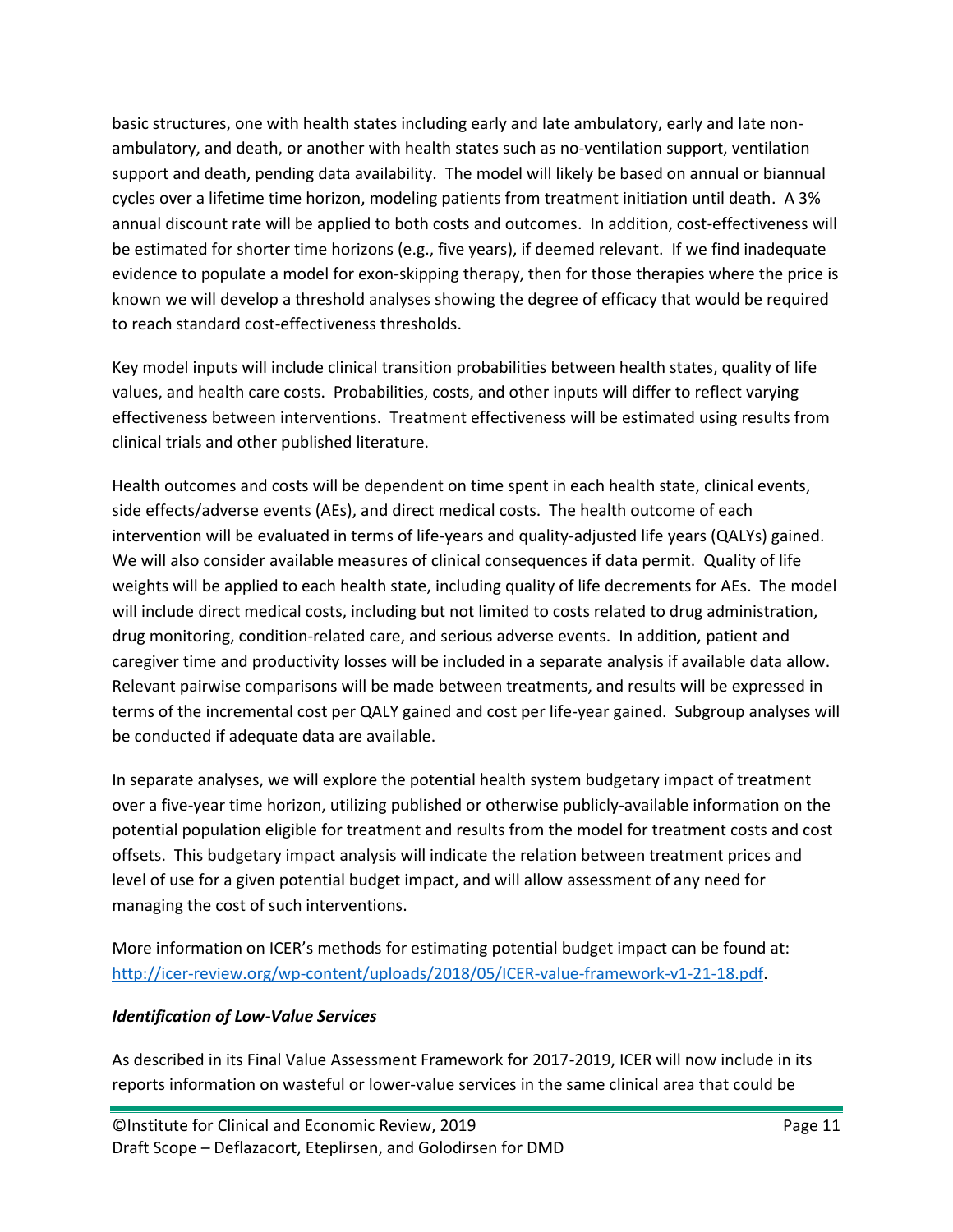basic structures, one with health states including early and late ambulatory, early and late non-ambulatory, and death, or another with health states such as no-ventilation support, ventilation support and death, pending data availability. The model will likely be based on annual or biannual cycles over a lifetime time horizon, modeling patients from treatment initiation until death. A 3% annual discount rate will be applied to both costs and outcomes. In addition, cost-effectiveness will be estimated for shorter time horizons (e.g., five years), if deemed relevant. If we find inadequate evidence to populate a model for exon-skipping therapy, then for those therapies where the price is known we will develop a threshold analyses showing the degree of efficacy that would be required to reach standard cost-effectiveness thresholds.

Key model inputs will include clinical transition probabilities between health states, quality of life values, and health care costs. Probabilities, costs, and other inputs will differ to reflect varying effectiveness between interventions. Treatment effectiveness will be estimated using results from clinical trials and other published literature.

Health outcomes and costs will be dependent on time spent in each health state, clinical events, side effects/adverse events (AEs), and direct medical costs. The health outcome of each intervention will be evaluated in terms of life-years and quality-adjusted life years (QALYs) gained. We will also consider available measures of clinical consequences if data permit. Quality of life weights will be applied to each health state, including quality of life decrements for AEs. The model will include direct medical costs, including but not limited to costs related to drug administration, drug monitoring, condition-related care, and serious adverse events. In addition, patient and caregiver time and productivity losses will be included in a separate analysis if available data allow. Relevant pairwise comparisons will be made between treatments, and results will be expressed in terms of the incremental cost per QALY gained and cost per life-year gained. Subgroup analyses will be conducted if adequate data are available.

In separate analyses, we will explore the potential health system budgetary impact of treatment over a five-year time horizon, utilizing published or otherwise publicly-available information on the potential population eligible for treatment and results from the model for treatment costs and cost offsets. This budgetary impact analysis will indicate the relation between treatment prices and level of use for a given potential budget impact, and will allow assessment of any need for managing the cost of such interventions.

More information on ICER's methods for estimating potential budget impact can be found at: http://icer-review.org/wp-content/uploads/2018/05/ICER-value-framework-v1-21-18.pdf.

### *Identification of Low-Value Services*

As described in its Final Value Assessment Framework for 2017-2019, ICER will now include in its reports information on wasteful or lower-value services in the same clinical area that could be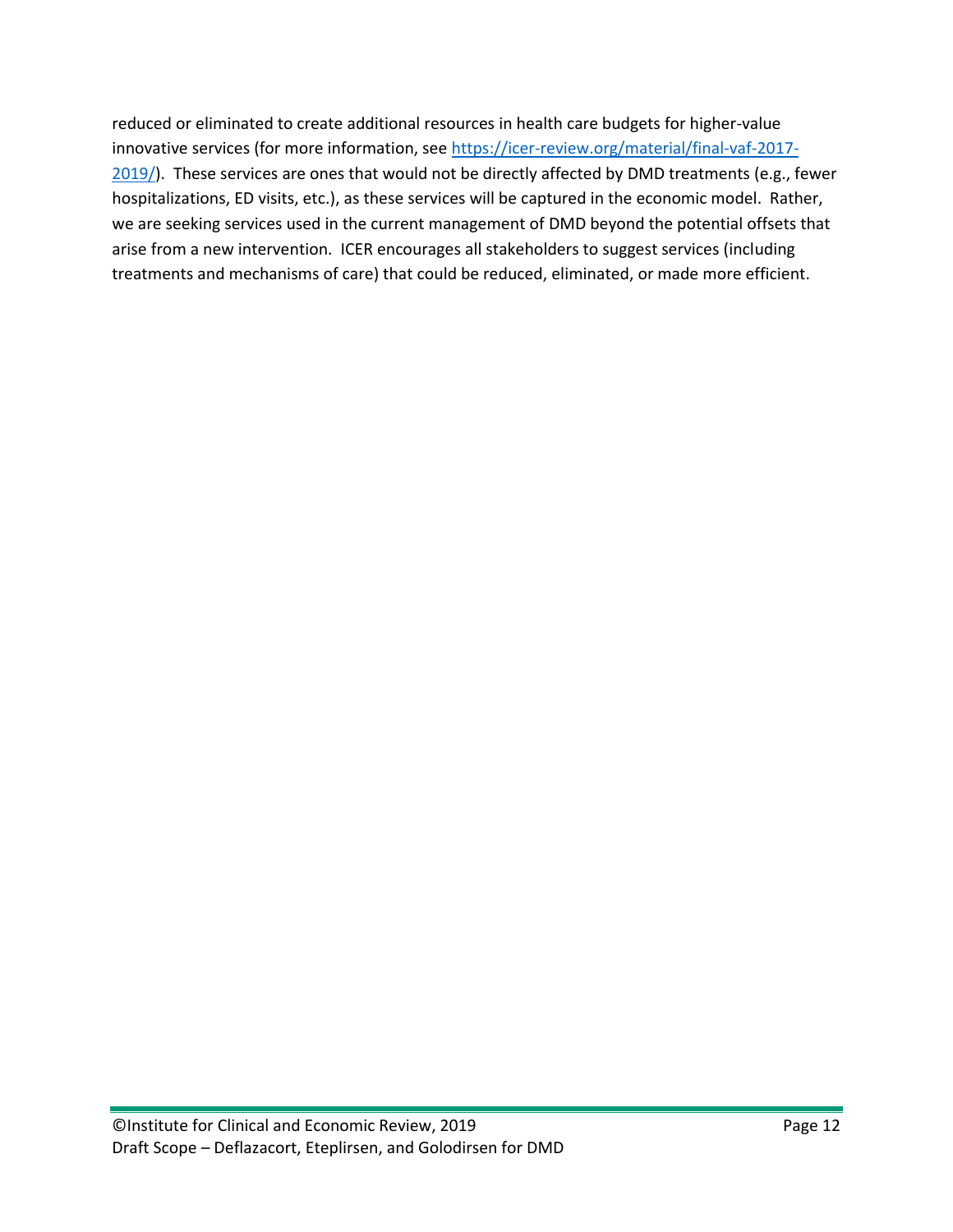reduced or eliminated to create additional resources in health care budgets for higher-value innovative services (for more information, see [https://icer-review.org/material/final-vaf-2017-2019/](https://icer-review.org/material/final-vaf-2017-2019/)). These services are ones that would not be directly affected by DMD treatments (e.g., fewer hospitalizations, ED visits, etc.), as these services will be captured in the economic model. Rather, we are seeking services used in the current management of DMD beyond the potential offsets that arise from a new intervention. ICER encourages all stakeholders to suggest services (including treatments and mechanisms of care) that could be reduced, eliminated, or made more efficient.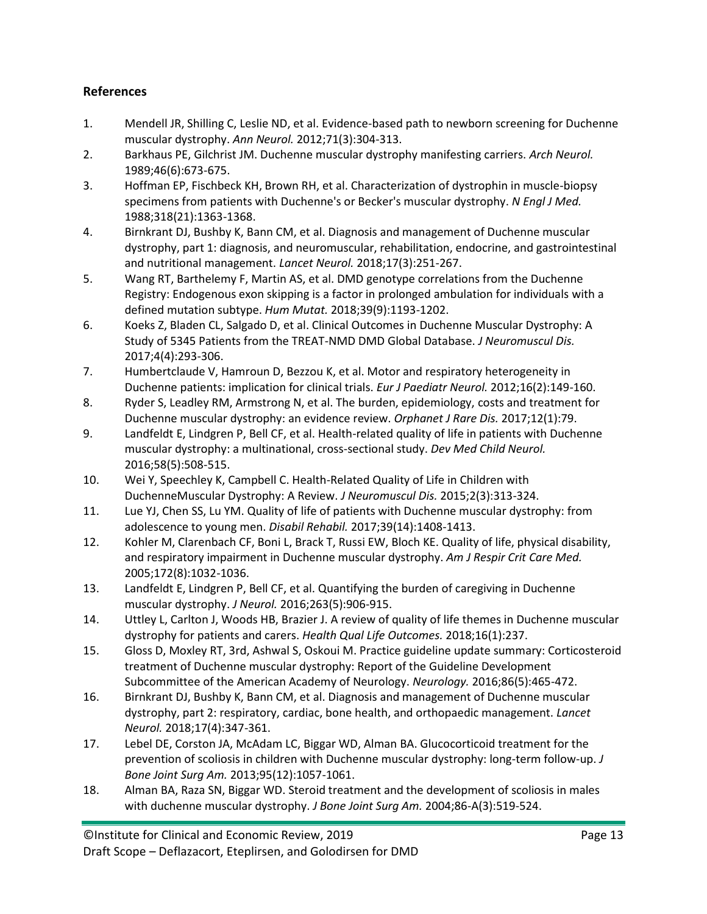## References

1. Mendell JR, Shilling C, Leslie ND, et al. Evidence-based path to newborn screening for Duchenne muscular dystrophy. *Ann Neurol.* 2012;71(3):304-313.
2. Barkhaus PE, Gilchrist JM. Duchenne muscular dystrophy manifesting carriers. *Arch Neurol.* 1989;46(6):673-675.
3. Hoffman EP, Fischbeck KH, Brown RH, et al. Characterization of dystrophin in muscle-biopsy specimens from patients with Duchenne's or Becker's muscular dystrophy. *N Engl J Med.* 1988;318(21):1363-1368.
4. Birnkrant DJ, Bushby K, Bann CM, et al. Diagnosis and management of Duchenne muscular dystrophy, part 1: diagnosis, and neuromuscular, rehabilitation, endocrine, and gastrointestinal and nutritional management. *Lancet Neurol.* 2018;17(3):251-267.
5. Wang RT, Barthelemy F, Martin AS, et al. DMD genotype correlations from the Duchenne Registry: Endogenous exon skipping is a factor in prolonged ambulation for individuals with a defined mutation subtype. *Hum Mutat.* 2018;39(9):1193-1202.
6. Koeks Z, Bladen CL, Salgado D, et al. Clinical Outcomes in Duchenne Muscular Dystrophy: A Study of 5345 Patients from the TREAT-NMD DMD Global Database. *J Neuromuscul Dis.* 2017;4(4):293-306.
7. Humbertclaude V, Hamroun D, Bezzou K, et al. Motor and respiratory heterogeneity in Duchenne patients: implication for clinical trials. *Eur J Paediatr Neurol.* 2012;16(2):149-160.
8. Ryder S, Leadley RM, Armstrong N, et al. The burden, epidemiology, costs and treatment for Duchenne muscular dystrophy: an evidence review. *Orphanet J Rare Dis.* 2017;12(1):79.
9. Landfeldt E, Lindgren P, Bell CF, et al. Health-related quality of life in patients with Duchenne muscular dystrophy: a multinational, cross-sectional study. *Dev Med Child Neurol.* 2016;58(5):508-515.
10. Wei Y, Speechley K, Campbell C. Health-Related Quality of Life in Children with DuchenneMuscular Dystrophy: A Review. *J Neuromuscul Dis.* 2015;2(3):313-324.
11. Lue YJ, Chen SS, Lu YM. Quality of life of patients with Duchenne muscular dystrophy: from adolescence to young men. *Disabil Rehabil.* 2017;39(14):1408-1413.
12. Kohler M, Clarenbach CF, Boni L, Brack T, Russi EW, Bloch KE. Quality of life, physical disability, and respiratory impairment in Duchenne muscular dystrophy. *Am J Respir Crit Care Med.* 2005;172(8):1032-1036.
13. Landfeldt E, Lindgren P, Bell CF, et al. Quantifying the burden of caregiving in Duchenne muscular dystrophy. *J Neurol.* 2016;263(5):906-915.
14. Uttley L, Carlton J, Woods HB, Brazier J. A review of quality of life themes in Duchenne muscular dystrophy for patients and carers. *Health Qual Life Outcomes.* 2018;16(1):237.
15. Gloss D, Moxley RT, 3rd, Ashwal S, Oskoui M. Practice guideline update summary: Corticosteroid treatment of Duchenne muscular dystrophy: Report of the Guideline Development Subcommittee of the American Academy of Neurology. *Neurology.* 2016;86(5):465-472.
16. Birnkrant DJ, Bushby K, Bann CM, et al. Diagnosis and management of Duchenne muscular dystrophy, part 2: respiratory, cardiac, bone health, and orthopaedic management. *Lancet Neurol.* 2018;17(4):347-361.
17. Lebel DE, Corston JA, McAdam LC, Biggar WD, Alman BA. Glucocorticoid treatment for the prevention of scoliosis in children with Duchenne muscular dystrophy: long-term follow-up. *J Bone Joint Surg Am.* 2013;95(12):1057-1061.
18. Alman BA, Raza SN, Biggar WD. Steroid treatment and the development of scoliosis in males with duchenne muscular dystrophy. *J Bone Joint Surg Am.* 2004;86-A(3):519-524.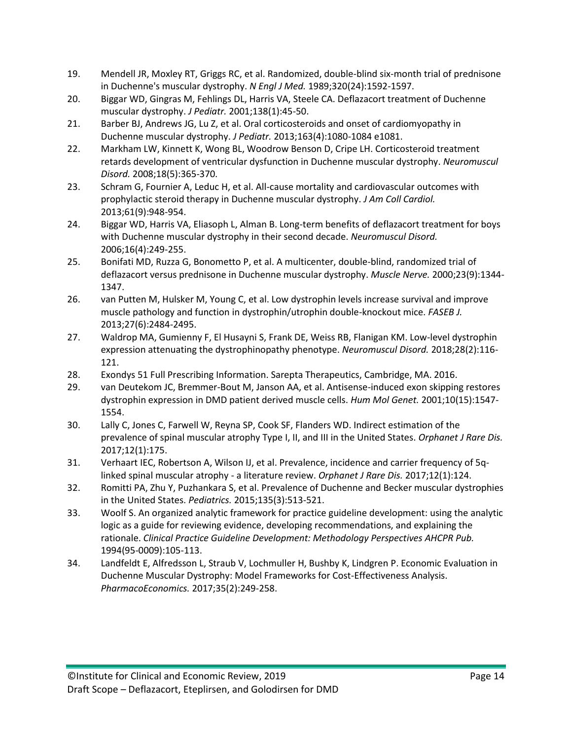19. Mendell JR, Moxley RT, Griggs RC, et al. Randomized, double-blind six-month trial of prednisone in Duchenne's muscular dystrophy. *N Engl J Med.* 1989;320(24):1592-1597.
20. Biggar WD, Gingras M, Fehlings DL, Harris VA, Steele CA. Deflazacort treatment of Duchenne muscular dystrophy. *J Pediatr.* 2001;138(1):45-50.
21. Barber BJ, Andrews JG, Lu Z, et al. Oral corticosteroids and onset of cardiomyopathy in Duchenne muscular dystrophy. *J Pediatr.* 2013;163(4):1080-1084 e1081.
22. Markham LW, Kinnett K, Wong BL, Woodrow Benson D, Cripe LH. Corticosteroid treatment retards development of ventricular dysfunction in Duchenne muscular dystrophy. *Neuromuscul Disord.* 2008;18(5):365-370.
23. Schram G, Fournier A, Leduc H, et al. All-cause mortality and cardiovascular outcomes with prophylactic steroid therapy in Duchenne muscular dystrophy. *J Am Coll Cardiol.* 2013;61(9):948-954.
24. Biggar WD, Harris VA, Eliasoph L, Alman B. Long-term benefits of deflazacort treatment for boys with Duchenne muscular dystrophy in their second decade. *Neuromuscul Disord.* 2006;16(4):249-255.
25. Bonifati MD, Ruzza G, Bonometto P, et al. A multicenter, double-blind, randomized trial of deflazacort versus prednisone in Duchenne muscular dystrophy. *Muscle Nerve.* 2000;23(9):1344-1347.
26. van Putten M, Hulsker M, Young C, et al. Low dystrophin levels increase survival and improve muscle pathology and function in dystrophin/utrophin double-knockout mice. *FASEB J.* 2013;27(6):2484-2495.
27. Waldrop MA, Gumienny F, El Husayni S, Frank DE, Weiss RB, Flanigan KM. Low-level dystrophin expression attenuating the dystrophinopathy phenotype. *Neuromuscul Disord.* 2018;28(2):116-121.
28. Exondys 51 Full Prescribing Information. Sarepta Therapeutics, Cambridge, MA. 2016.
29. van Deutekom JC, Bremmer-Bout M, Janson AA, et al. Antisense-induced exon skipping restores dystrophin expression in DMD patient derived muscle cells. *Hum Mol Genet.* 2001;10(15):1547-1554.
30. Lally C, Jones C, Farwell W, Reyna SP, Cook SF, Flanders WD. Indirect estimation of the prevalence of spinal muscular atrophy Type I, II, and III in the United States. *Orphanet J Rare Dis.* 2017;12(1):175.
31. Verhaart IEC, Robertson A, Wilson IJ, et al. Prevalence, incidence and carrier frequency of 5q-linked spinal muscular atrophy - a literature review. *Orphanet J Rare Dis.* 2017;12(1):124.
32. Romitti PA, Zhu Y, Puzhankara S, et al. Prevalence of Duchenne and Becker muscular dystrophies in the United States. *Pediatrics.* 2015;135(3):513-521.
33. Woolf S. An organized analytic framework for practice guideline development: using the analytic logic as a guide for reviewing evidence, developing recommendations, and explaining the rationale. *Clinical Practice Guideline Development: Methodology Perspectives AHCPR Pub.* 1994(95-0009):105-113.
34. Landfeldt E, Alfredsson L, Straub V, Lochmuller H, Bushby K, Lindgren P. Economic Evaluation in Duchenne Muscular Dystrophy: Model Frameworks for Cost-Effectiveness Analysis. *PharmacoEconomics.* 2017;35(2):249-258.